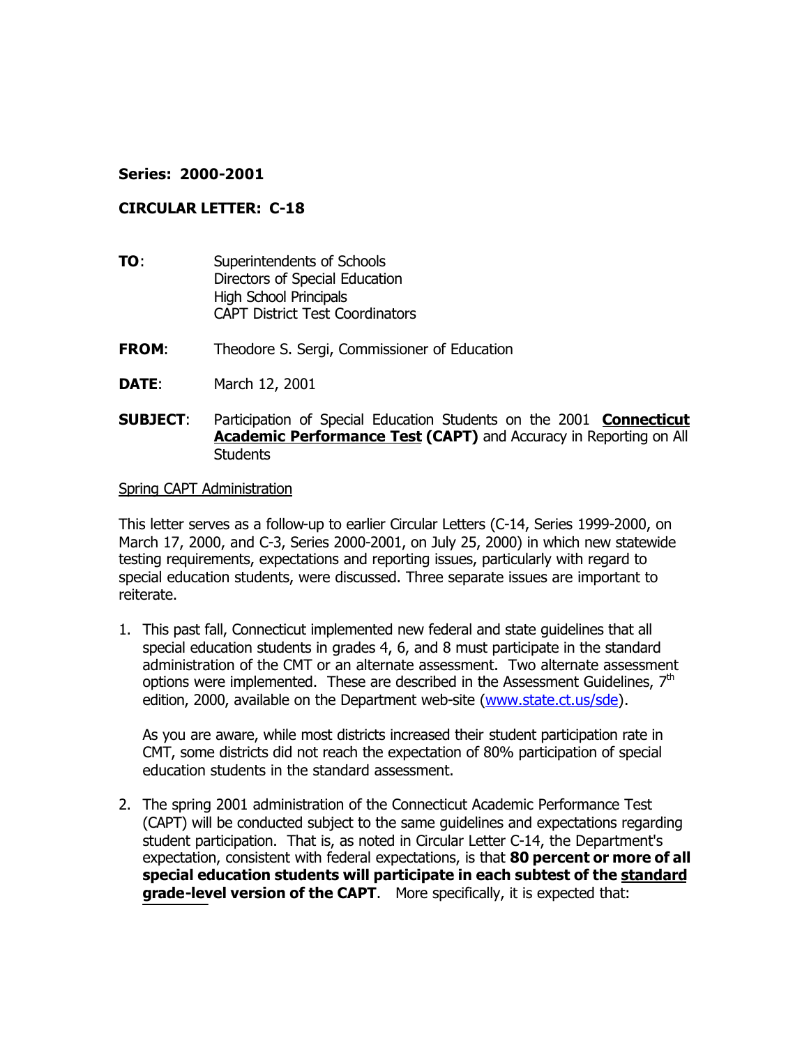**Series: 2000-2001**

**CIRCULAR LETTER: C-18**

**TO**: Superintendents of Schools
Directors of Special Education
High School Principals
CAPT District Test Coordinators

**FROM**: Theodore S. Sergi, Commissioner of Education

**DATE**: March 12, 2001

**SUBJECT**: Participation of Special Education Students on the 2001 **Connecticut Academic Performance Test (CAPT)** and Accuracy in Reporting on All Students

Spring CAPT Administration

This letter serves as a follow-up to earlier Circular Letters (C-14, Series 1999-2000, on March 17, 2000, and C-3, Series 2000-2001, on July 25, 2000) in which new statewide testing requirements, expectations and reporting issues, particularly with regard to special education students, were discussed. Three separate issues are important to reiterate.

1. This past fall, Connecticut implemented new federal and state guidelines that all special education students in grades 4, 6, and 8 must participate in the standard administration of the CMT or an alternate assessment. Two alternate assessment options were implemented. These are described in the Assessment Guidelines, 7th edition, 2000, available on the Department web-site (www.state.ct.us/sde).

   As you are aware, while most districts increased their student participation rate in CMT, some districts did not reach the expectation of 80% participation of special education students in the standard assessment.

2. The spring 2001 administration of the Connecticut Academic Performance Test (CAPT) will be conducted subject to the same guidelines and expectations regarding student participation. That is, as noted in Circular Letter C-14, the Department's expectation, consistent with federal expectations, is that **80 percent or more of all special education students will participate in each subtest of the standard grade-level version of the CAPT**. More specifically, it is expected that: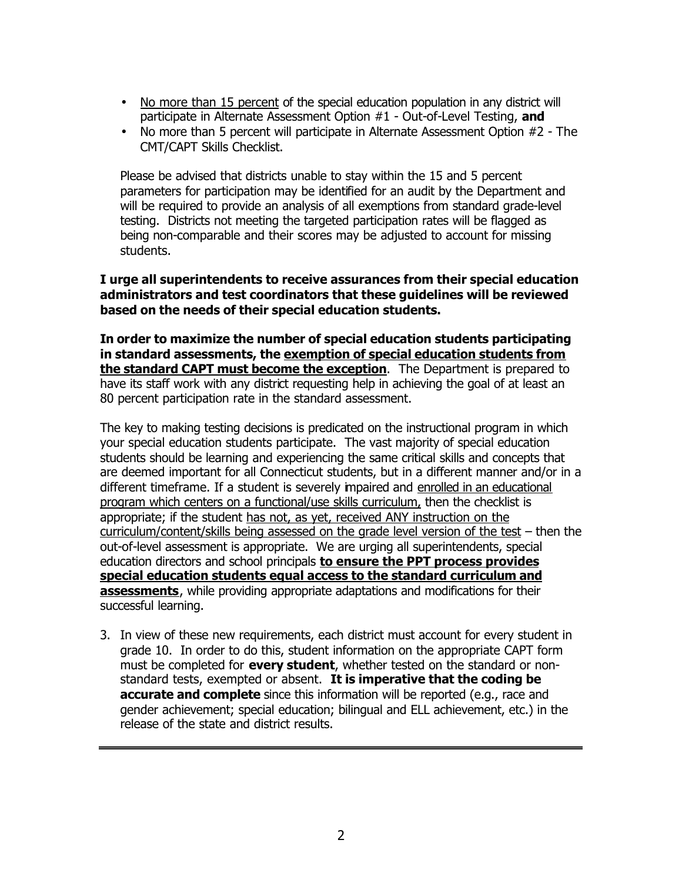- <u>No more than 15 percent</u> of the special education population in any district will participate in Alternate Assessment Option #1 - Out-of-Level Testing, **and**
- No more than 5 percent will participate in Alternate Assessment Option #2 - The CMT/CAPT Skills Checklist.

Please be advised that districts unable to stay within the 15 and 5 percent parameters for participation may be identified for an audit by the Department and will be required to provide an analysis of all exemptions from standard grade-level testing. Districts not meeting the targeted participation rates will be flagged as being non-comparable and their scores may be adjusted to account for missing students.

**I urge all superintendents to receive assurances from their special education administrators and test coordinators that these guidelines will be reviewed based on the needs of their special education students.**

**In order to maximize the number of special education students participating in standard assessments, the <u>exemption of special education students from the standard CAPT must become the exception</u>**. The Department is prepared to have its staff work with any district requesting help in achieving the goal of at least an 80 percent participation rate in the standard assessment.

The key to making testing decisions is predicated on the instructional program in which your special education students participate. The vast majority of special education students should be learning and experiencing the same critical skills and concepts that are deemed important for all Connecticut students, but in a different manner and/or in a different timeframe. If a student is severely impaired and <u>enrolled in an educational program which centers on a functional/use skills curriculum,</u> then the checklist is appropriate; if the student <u>has not, as yet, received ANY instruction on the curriculum/content/skills being assessed on the grade level version of the test</u> – then the out-of-level assessment is appropriate. We are urging all superintendents, special education directors and school principals **<u>to ensure the PPT process provides special education students equal access to the standard curriculum and assessments</u>**, while providing appropriate adaptations and modifications for their successful learning.

3. In view of these new requirements, each district must account for every student in grade 10. In order to do this, student information on the appropriate CAPT form must be completed for **every student**, whether tested on the standard or non-standard tests, exempted or absent. **It is imperative that the coding be accurate and complete** since this information will be reported (e.g., race and gender achievement; special education; bilingual and ELL achievement, etc.) in the release of the state and district results.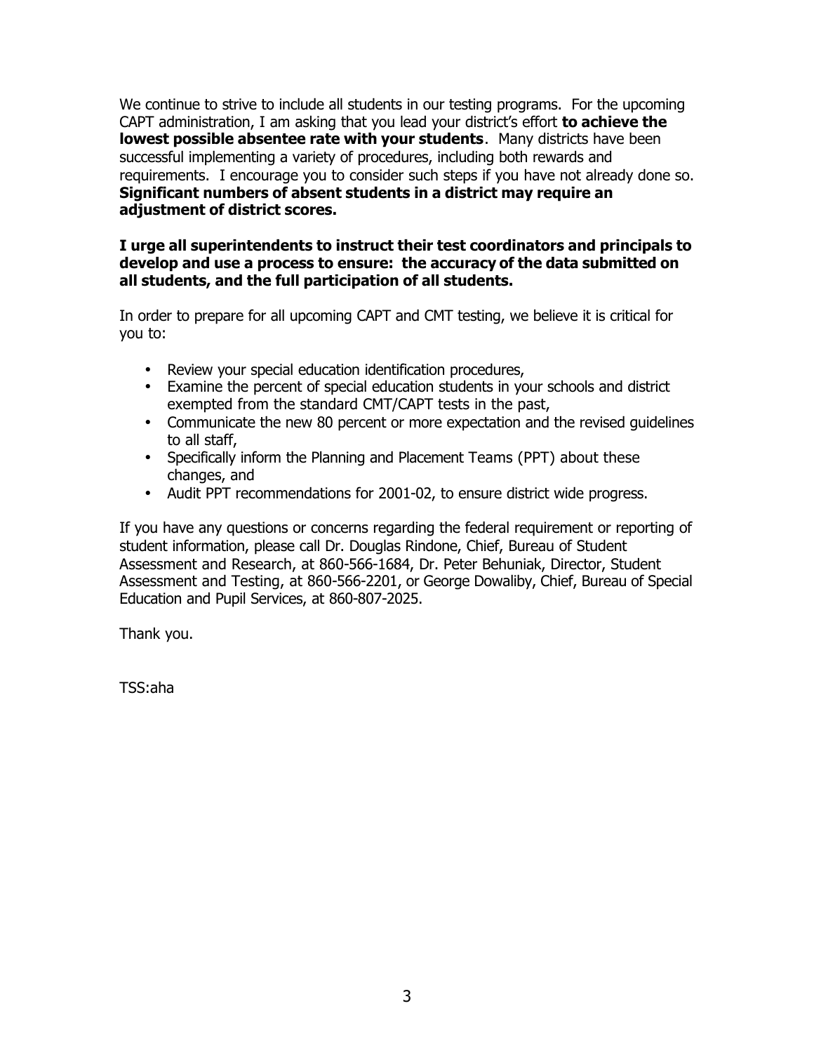We continue to strive to include all students in our testing programs. For the upcoming CAPT administration, I am asking that you lead your district's effort **to achieve the lowest possible absentee rate with your students**. Many districts have been successful implementing a variety of procedures, including both rewards and requirements. I encourage you to consider such steps if you have not already done so. **Significant numbers of absent students in a district may require an adjustment of district scores.**

**I urge all superintendents to instruct their test coordinators and principals to develop and use a process to ensure: the accuracy of the data submitted on all students, and the full participation of all students.**

In order to prepare for all upcoming CAPT and CMT testing, we believe it is critical for you to:

- Review your special education identification procedures,
- Examine the percent of special education students in your schools and district exempted from the standard CMT/CAPT tests in the past,
- Communicate the new 80 percent or more expectation and the revised guidelines to all staff,
- Specifically inform the Planning and Placement Teams (PPT) about these changes, and
- Audit PPT recommendations for 2001-02, to ensure district wide progress.

If you have any questions or concerns regarding the federal requirement or reporting of student information, please call Dr. Douglas Rindone, Chief, Bureau of Student Assessment and Research, at 860-566-1684, Dr. Peter Behuniak, Director, Student Assessment and Testing, at 860-566-2201, or George Dowaliby, Chief, Bureau of Special Education and Pupil Services, at 860-807-2025.

Thank you.

TSS:aha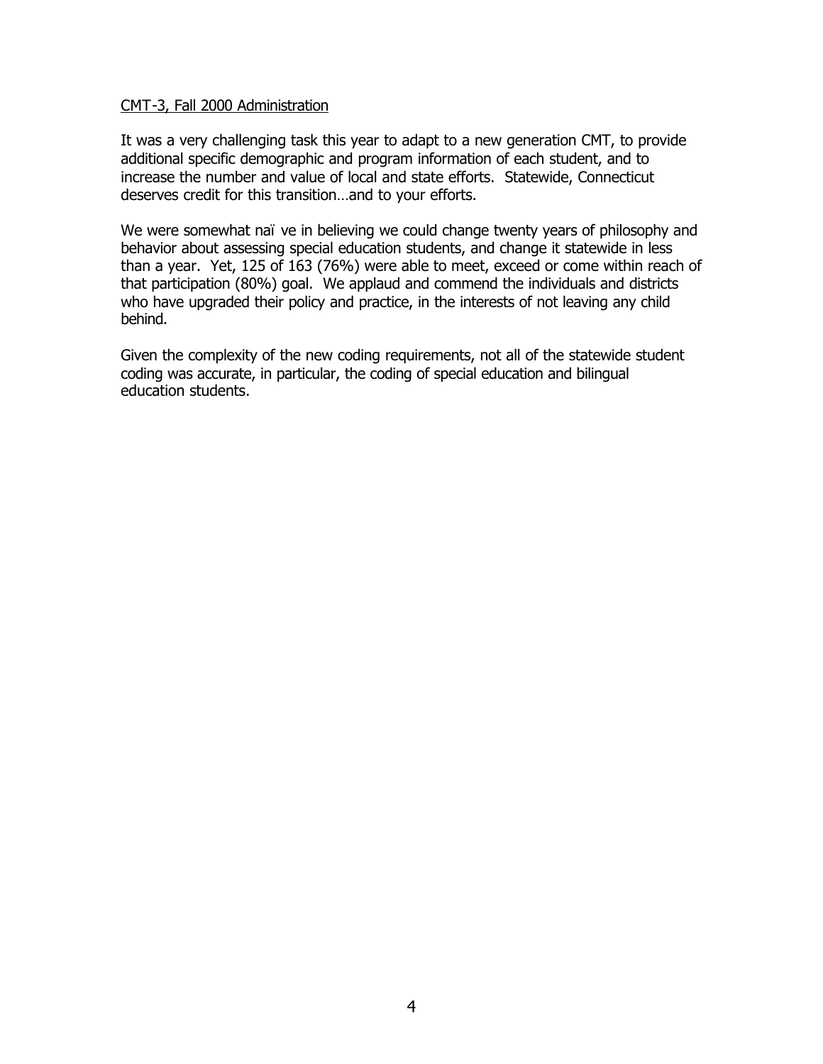CMT-3, Fall 2000 Administration

It was a very challenging task this year to adapt to a new generation CMT, to provide additional specific demographic and program information of each student, and to increase the number and value of local and state efforts. Statewide, Connecticut deserves credit for this transition…and to your efforts.

We were somewhat naï ve in believing we could change twenty years of philosophy and behavior about assessing special education students, and change it statewide in less than a year. Yet, 125 of 163 (76%) were able to meet, exceed or come within reach of that participation (80%) goal. We applaud and commend the individuals and districts who have upgraded their policy and practice, in the interests of not leaving any child behind.

Given the complexity of the new coding requirements, not all of the statewide student coding was accurate, in particular, the coding of special education and bilingual education students.